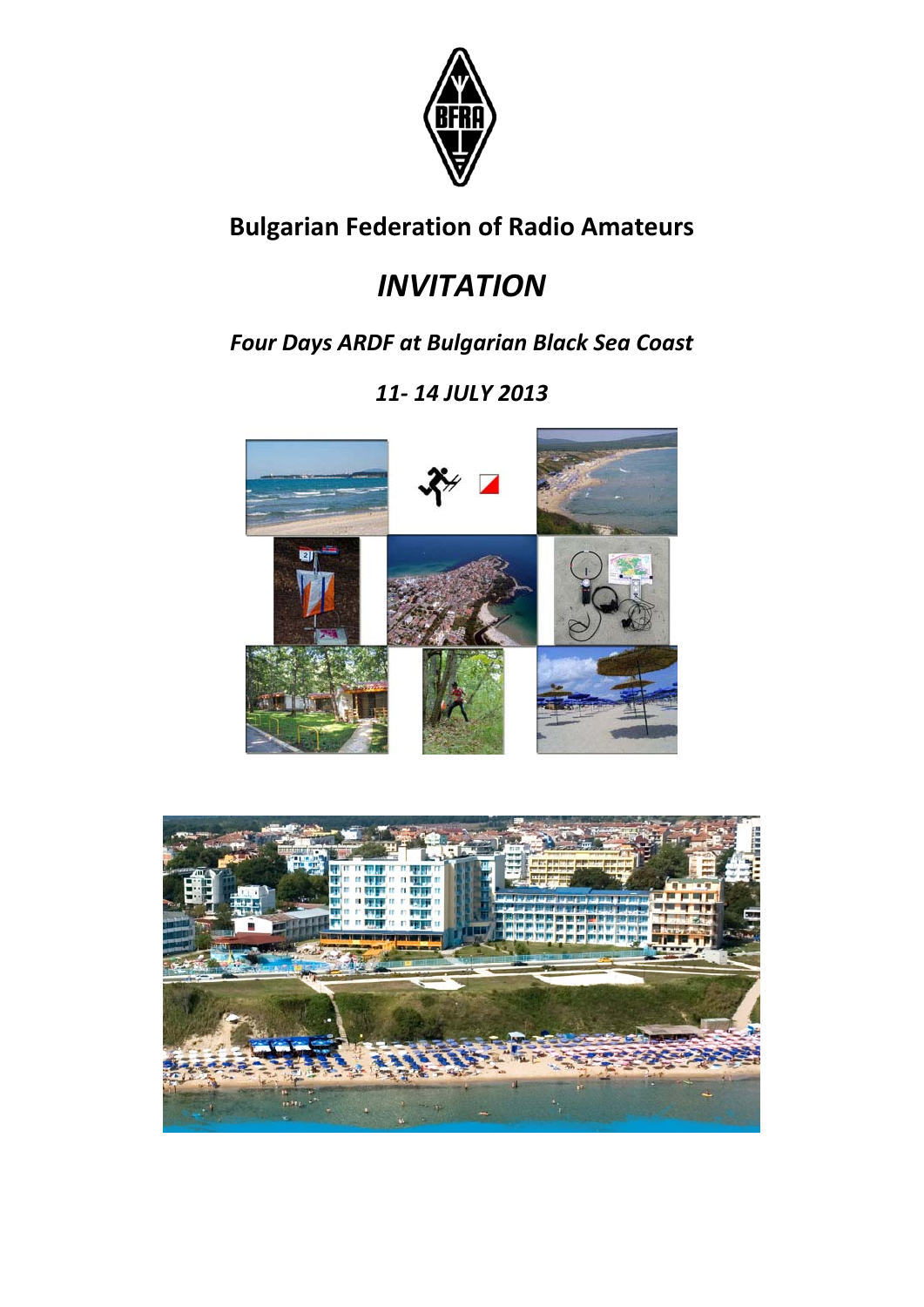**Bulgarian Federation of Radio Amateurs**

# *INVITATION*

## *Four Days ARDF at Bulgarian Black Sea Coast*

## *11- 14 JULY 2013*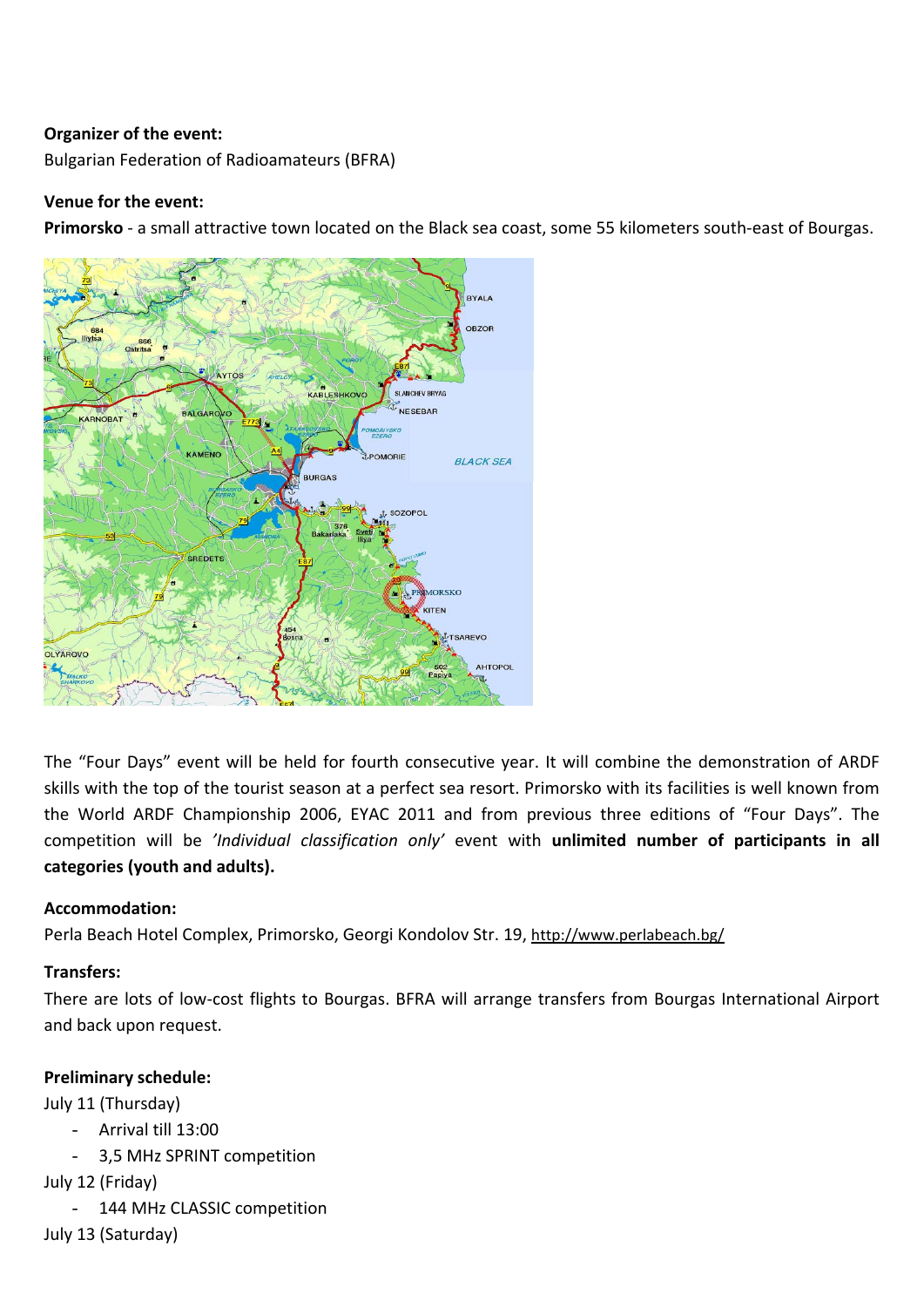**Organizer of the event:**

Bulgarian Federation of Radioamateurs (BFRA)

**Venue for the event:**

**Primorsko** - a small attractive town located on the Black sea coast, some 55 kilometers south-east of Bourgas.

The “Four Days” event will be held for fourth consecutive year. It will combine the demonstration of ARDF skills with the top of the tourist season at a perfect sea resort. Primorsko with its facilities is well known from the World ARDF Championship 2006, EYAC 2011 and from previous three editions of “Four Days”. The competition will be *’Individual classification only’* event with **unlimited number of participants in all categories (youth and adults).**

**Accommodation:**

Perla Beach Hotel Complex, Primorsko, Georgi Kondolov Str. 19, http://www.perlabeach.bg/

**Transfers:**

There are lots of low-cost flights to Bourgas. BFRA will arrange transfers from Bourgas International Airport and back upon request.

**Preliminary schedule:**

July 11 (Thursday)

- Arrival till 13:00
- 3,5 MHz SPRINT competition

July 12 (Friday)

- 144 MHz CLASSIC competition

July 13 (Saturday)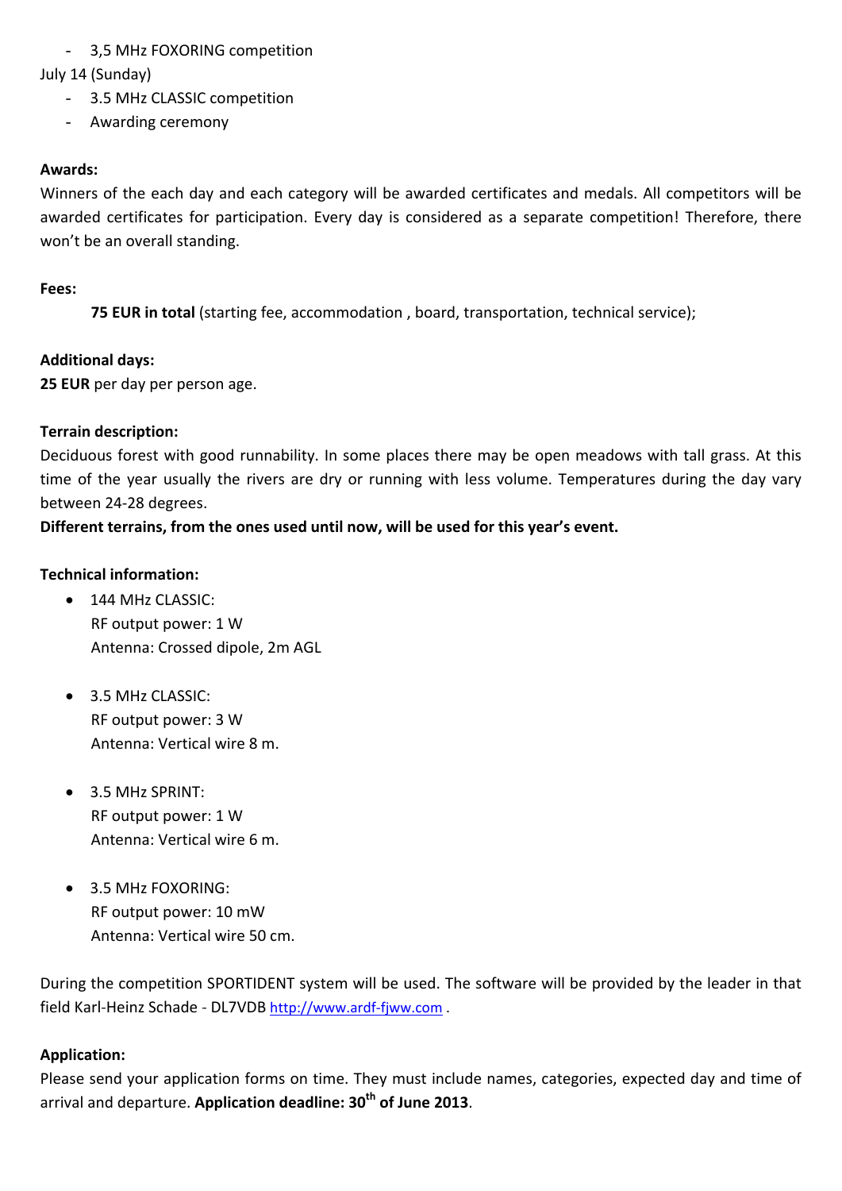- 3,5 MHz FOXORING competition

July 14 (Sunday)

- 3.5 MHz CLASSIC competition
- Awarding ceremony

**Awards:**

Winners of the each day and each category will be awarded certificates and medals. All competitors will be awarded certificates for participation. Every day is considered as a separate competition! Therefore, there won't be an overall standing.

**Fees:**

**75 EUR in total** (starting fee, accommodation , board, transportation, technical service);

**Additional days:**

**25 EUR** per day per person age.

**Terrain description:**

Deciduous forest with good runnability. In some places there may be open meadows with tall grass. At this time of the year usually the rivers are dry or running with less volume. Temperatures during the day vary between 24-28 degrees.

**Different terrains, from the ones used until now, will be used for this year's event.**

**Technical information:**

- 144 MHz CLASSIC:
  RF output power: 1 W
  Antenna: Crossed dipole, 2m AGL

- 3.5 MHz CLASSIC:
  RF output power: 3 W
  Antenna: Vertical wire 8 m.

- 3.5 MHz SPRINT:
  RF output power: 1 W
  Antenna: Vertical wire 6 m.

- 3.5 MHz FOXORING:
  RF output power: 10 mW
  Antenna: Vertical wire 50 cm.

During the competition SPORTIDENT system will be used. The software will be provided by the leader in that field Karl-Heinz Schade - DL7VDB http://www.ardf-fjww.com .

**Application:**

Please send your application forms on time. They must include names, categories, expected day and time of arrival and departure. **Application deadline: 30th of June 2013**.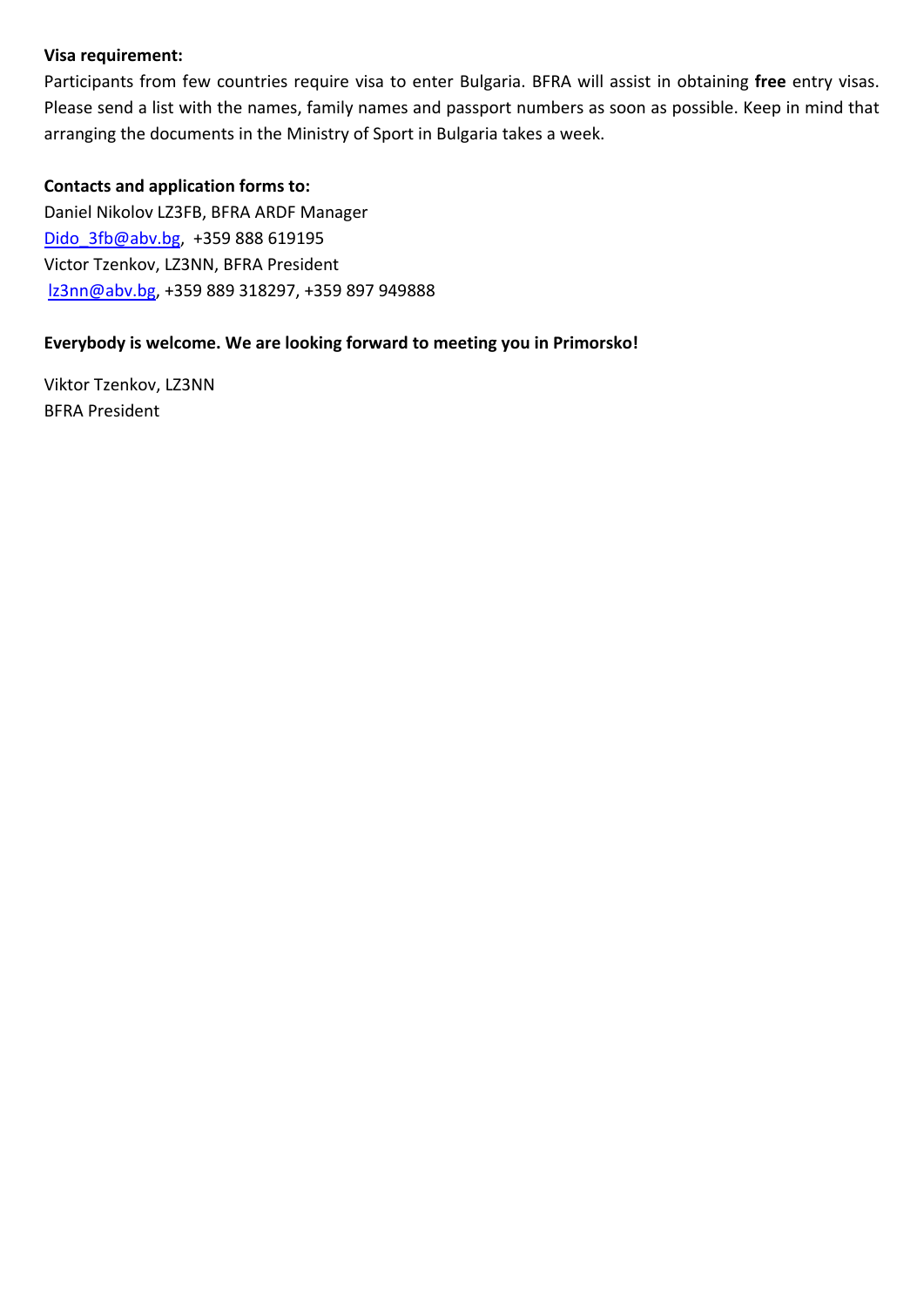**Visa requirement:**

Participants from few countries require visa to enter Bulgaria. BFRA will assist in obtaining **free** entry visas. Please send a list with the names, family names and passport numbers as soon as possible. Keep in mind that arranging the documents in the Ministry of Sport in Bulgaria takes a week.

**Contacts and application forms to:**

Daniel Nikolov LZ3FB, BFRA ARDF Manager
Dido_3fb@abv.bg, +359 888 619195
Victor Tzenkov, LZ3NN, BFRA President
lz3nn@abv.bg, +359 889 318297, +359 897 949888

**Everybody is welcome. We are looking forward to meeting you in Primorsko!**

Viktor Tzenkov, LZ3NN
BFRA President